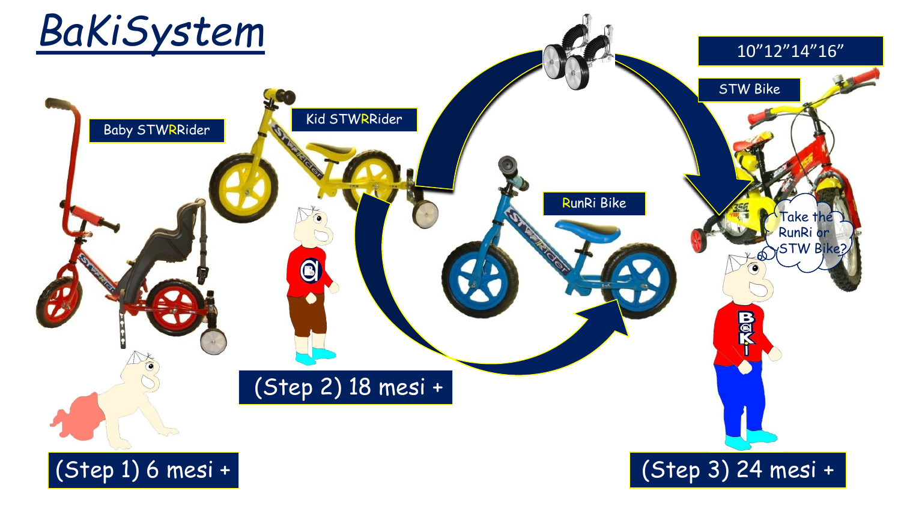# BaKiSystem

Baby STWRRider

Kid STWRRider

RunRi Bike

10”12”14”16”

STW Bike

Take the RunRi or STW Bike?

(Step 1) 6 mesi +

(Step 2) 18 mesi +

(Step 3) 24 mesi +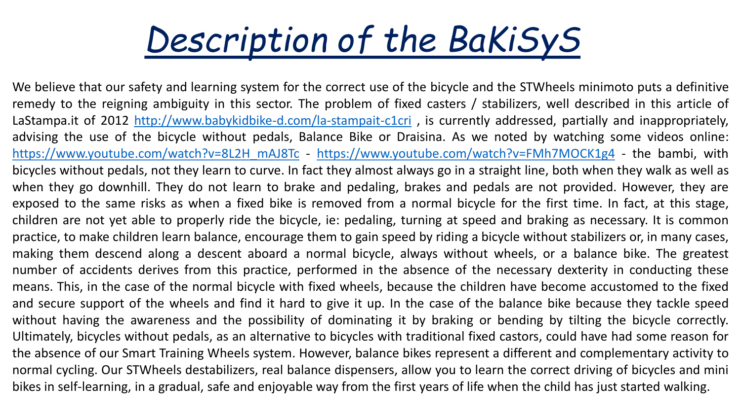# Description of the BaKiSyS

We believe that our safety and learning system for the correct use of the bicycle and the STWheels minimoto puts a definitive remedy to the reigning ambiguity in this sector. The problem of fixed casters / stabilizers, well described in this article of LaStampa.it of 2012 [http://www.babykidbike-d.com/la-stampait-c1cri](http://www.babykidbike-d.com/la-stampait-c1cri) , is currently addressed, partially and inappropriately, advising the use of the bicycle without pedals, Balance Bike or Draisina. As we noted by watching some videos online: [https://www.youtube.com/watch?v=8L2H_mAJ8Tc](https://www.youtube.com/watch?v=8L2H_mAJ8Tc) - [https://www.youtube.com/watch?v=FMh7MOCK1g4](https://www.youtube.com/watch?v=FMh7MOCK1g4) - the bambi, with bicycles without pedals, not they learn to curve. In fact they almost always go in a straight line, both when they walk as well as when they go downhill. They do not learn to brake and pedaling, brakes and pedals are not provided. However, they are exposed to the same risks as when a fixed bike is removed from a normal bicycle for the first time. In fact, at this stage, children are not yet able to properly ride the bicycle, ie: pedaling, turning at speed and braking as necessary. It is common practice, to make children learn balance, encourage them to gain speed by riding a bicycle without stabilizers or, in many cases, making them descend along a descent aboard a normal bicycle, always without wheels, or a balance bike. The greatest number of accidents derives from this practice, performed in the absence of the necessary dexterity in conducting these means. This, in the case of the normal bicycle with fixed wheels, because the children have become accustomed to the fixed and secure support of the wheels and find it hard to give it up. In the case of the balance bike because they tackle speed without having the awareness and the possibility of dominating it by braking or bending by tilting the bicycle correctly. Ultimately, bicycles without pedals, as an alternative to bicycles with traditional fixed castors, could have had some reason for the absence of our Smart Training Wheels system. However, balance bikes represent a different and complementary activity to normal cycling. Our STWheels destabilizers, real balance dispensers, allow you to learn the correct driving of bicycles and mini bikes in self-learning, in a gradual, safe and enjoyable way from the first years of life when the child has just started walking.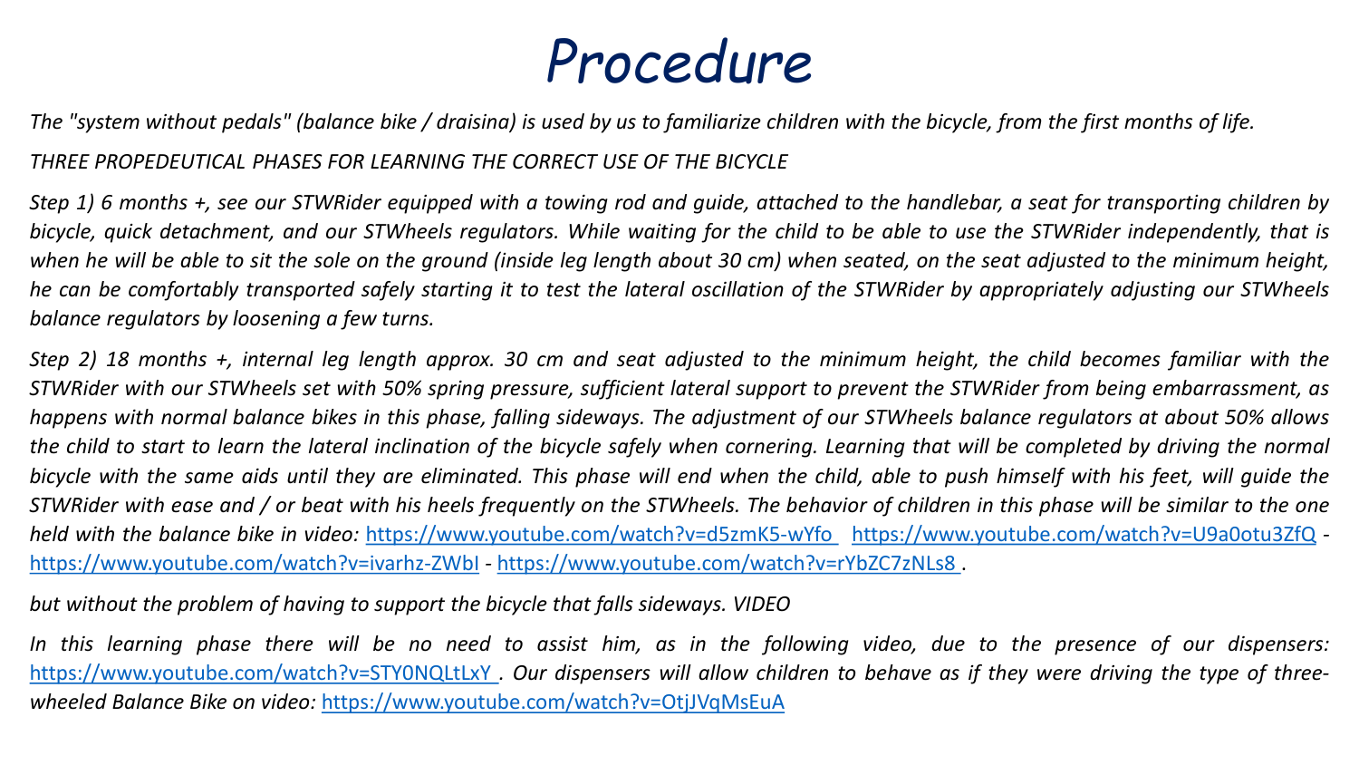# Procedure

*The "system without pedals" (balance bike / draisina) is used by us to familiarize children with the bicycle, from the first months of life.*

*THREE PROPEDEUTICAL PHASES FOR LEARNING THE CORRECT USE OF THE BICYCLE*

*Step 1) 6 months +, see our STWRider equipped with a towing rod and guide, attached to the handlebar, a seat for transporting children by bicycle, quick detachment, and our STWheels regulators. While waiting for the child to be able to use the STWRider independently, that is when he will be able to sit the sole on the ground (inside leg length about 30 cm) when seated, on the seat adjusted to the minimum height, he can be comfortably transported safely starting it to test the lateral oscillation of the STWRider by appropriately adjusting our STWheels balance regulators by loosening a few turns.*

*Step 2) 18 months +, internal leg length approx. 30 cm and seat adjusted to the minimum height, the child becomes familiar with the STWRider with our STWheels set with 50% spring pressure, sufficient lateral support to prevent the STWRider from being embarrassment, as happens with normal balance bikes in this phase, falling sideways. The adjustment of our STWheels balance regulators at about 50% allows the child to start to learn the lateral inclination of the bicycle safely when cornering. Learning that will be completed by driving the normal bicycle with the same aids until they are eliminated. This phase will end when the child, able to push himself with his feet, will guide the STWRider with ease and / or beat with his heels frequently on the STWheels. The behavior of children in this phase will be similar to the one held with the balance bike in video:* https://www.youtube.com/watch?v=d5zmK5-wYfo https://www.youtube.com/watch?v=U9a0otu3ZfQ - https://www.youtube.com/watch?v=ivarhz-ZWbI - https://www.youtube.com/watch?v=rYbZC7zNLs8 .

*but without the problem of having to support the bicycle that falls sideways. VIDEO*

*In this learning phase there will be no need to assist him, as in the following video, due to the presence of our dispensers:* https://www.youtube.com/watch?v=STY0NQLtLxY *. Our dispensers will allow children to behave as if they were driving the type of three-wheeled Balance Bike on video:* https://www.youtube.com/watch?v=OtjJVqMsEuA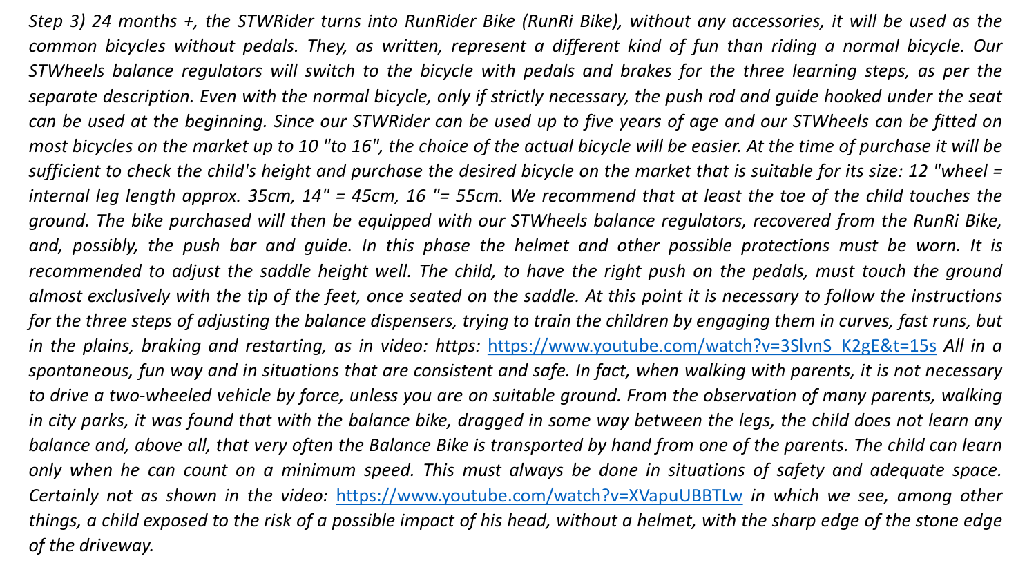*Step 3) 24 months +, the STWRider turns into RunRider Bike (RunRi Bike), without any accessories, it will be used as the common bicycles without pedals. They, as written, represent a different kind of fun than riding a normal bicycle. Our STWheels balance regulators will switch to the bicycle with pedals and brakes for the three learning steps, as per the separate description. Even with the normal bicycle, only if strictly necessary, the push rod and guide hooked under the seat can be used at the beginning. Since our STWRider can be used up to five years of age and our STWheels can be fitted on most bicycles on the market up to 10 "to 16", the choice of the actual bicycle will be easier. At the time of purchase it will be sufficient to check the child's height and purchase the desired bicycle on the market that is suitable for its size: 12 "wheel = internal leg length approx. 35cm, 14" = 45cm, 16 "= 55cm. We recommend that at least the toe of the child touches the ground. The bike purchased will then be equipped with our STWheels balance regulators, recovered from the RunRi Bike, and, possibly, the push bar and guide. In this phase the helmet and other possible protections must be worn. It is recommended to adjust the saddle height well. The child, to have the right push on the pedals, must touch the ground almost exclusively with the tip of the feet, once seated on the saddle. At this point it is necessary to follow the instructions for the three steps of adjusting the balance dispensers, trying to train the children by engaging them in curves, fast runs, but in the plains, braking and restarting, as in video: https:* [https://www.youtube.com/watch?v=3SlvnS_K2gE&t=15s](https://www.youtube.com/watch?v=3SlvnS_K2gE&t=15s) *All in a spontaneous, fun way and in situations that are consistent and safe. In fact, when walking with parents, it is not necessary to drive a two-wheeled vehicle by force, unless you are on suitable ground. From the observation of many parents, walking in city parks, it was found that with the balance bike, dragged in some way between the legs, the child does not learn any balance and, above all, that very often the Balance Bike is transported by hand from one of the parents. The child can learn only when he can count on a minimum speed. This must always be done in situations of safety and adequate space. Certainly not as shown in the video:* [https://www.youtube.com/watch?v=XVapuUBBTLw](https://www.youtube.com/watch?v=XVapuUBBTLw) *in which we see, among other things, a child exposed to the risk of a possible impact of his head, without a helmet, with the sharp edge of the stone edge of the driveway.*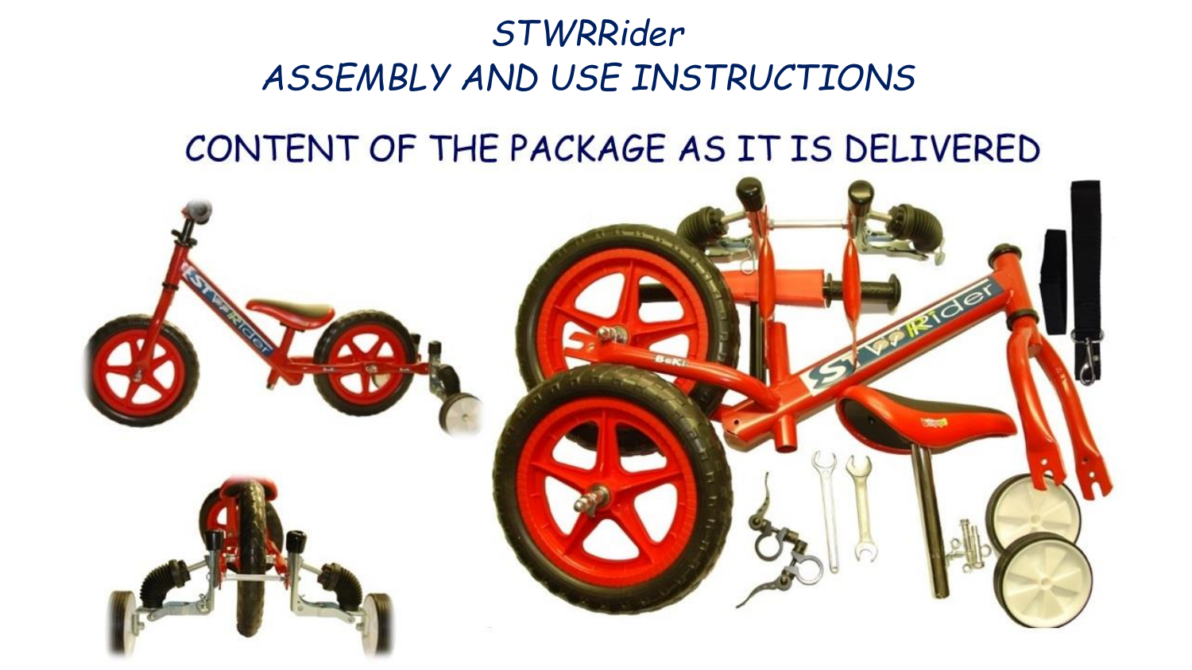# STWRRider
# ASSEMBLY AND USE INSTRUCTIONS

## CONTENT OF THE PACKAGE AS IT IS DELIVERED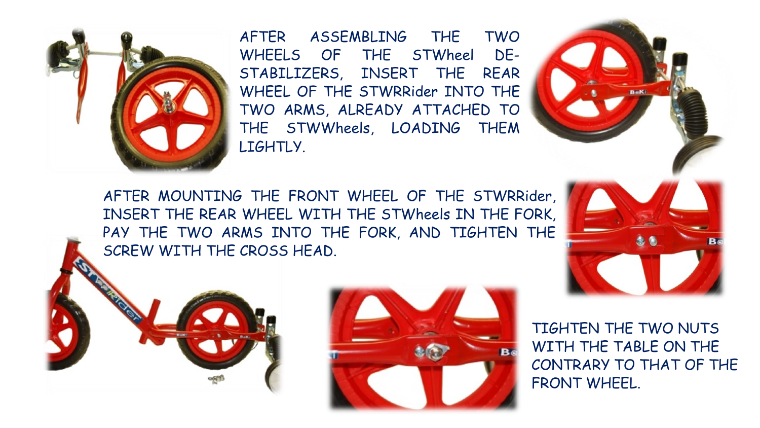AFTER ASSEMBLING THE TWO WHEELS OF THE STWheel DE-STABILIZERS, INSERT THE REAR WHEEL OF THE STWRRider INTO THE TWO ARMS, ALREADY ATTACHED TO THE STWWheels, LOADING THEM LIGHTLY.

AFTER MOUNTING THE FRONT WHEEL OF THE STWRRider, INSERT THE REAR WHEEL WITH THE STWheels IN THE FORK, PAY THE TWO ARMS INTO THE FORK, AND TIGHTEN THE SCREW WITH THE CROSS HEAD.

TIGHTEN THE TWO NUTS WITH THE TABLE ON THE CONTRARY TO THAT OF THE FRONT WHEEL.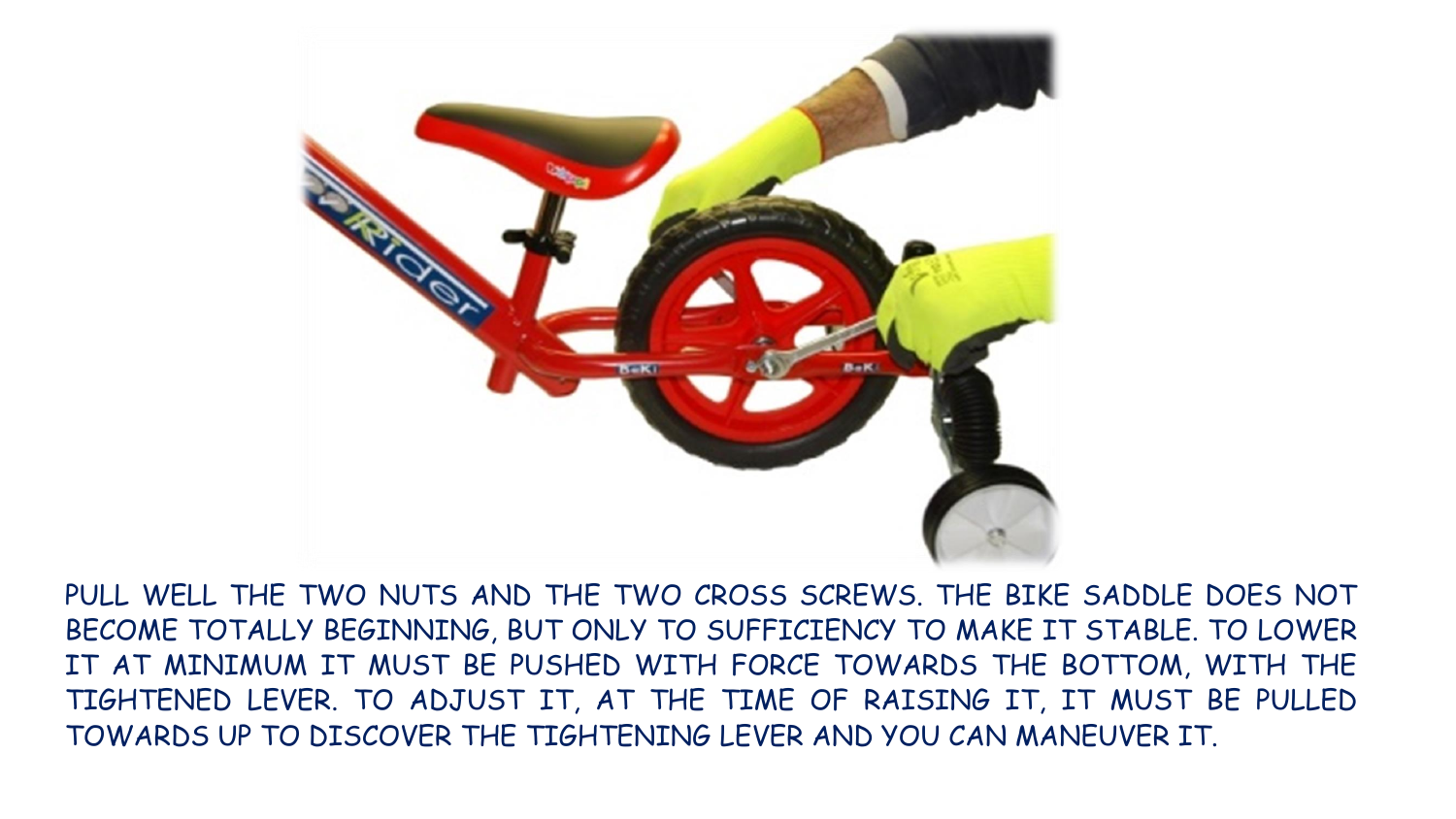PULL WELL THE TWO NUTS AND THE TWO CROSS SCREWS. THE BIKE SADDLE DOES NOT BECOME TOTALLY BEGINNING, BUT ONLY TO SUFFICIENCY TO MAKE IT STABLE. TO LOWER IT AT MINIMUM IT MUST BE PUSHED WITH FORCE TOWARDS THE BOTTOM, WITH THE TIGHTENED LEVER. TO ADJUST IT, AT THE TIME OF RAISING IT, IT MUST BE PULLED TOWARDS UP TO DISCOVER THE TIGHTENING LEVER AND YOU CAN MANEUVER IT.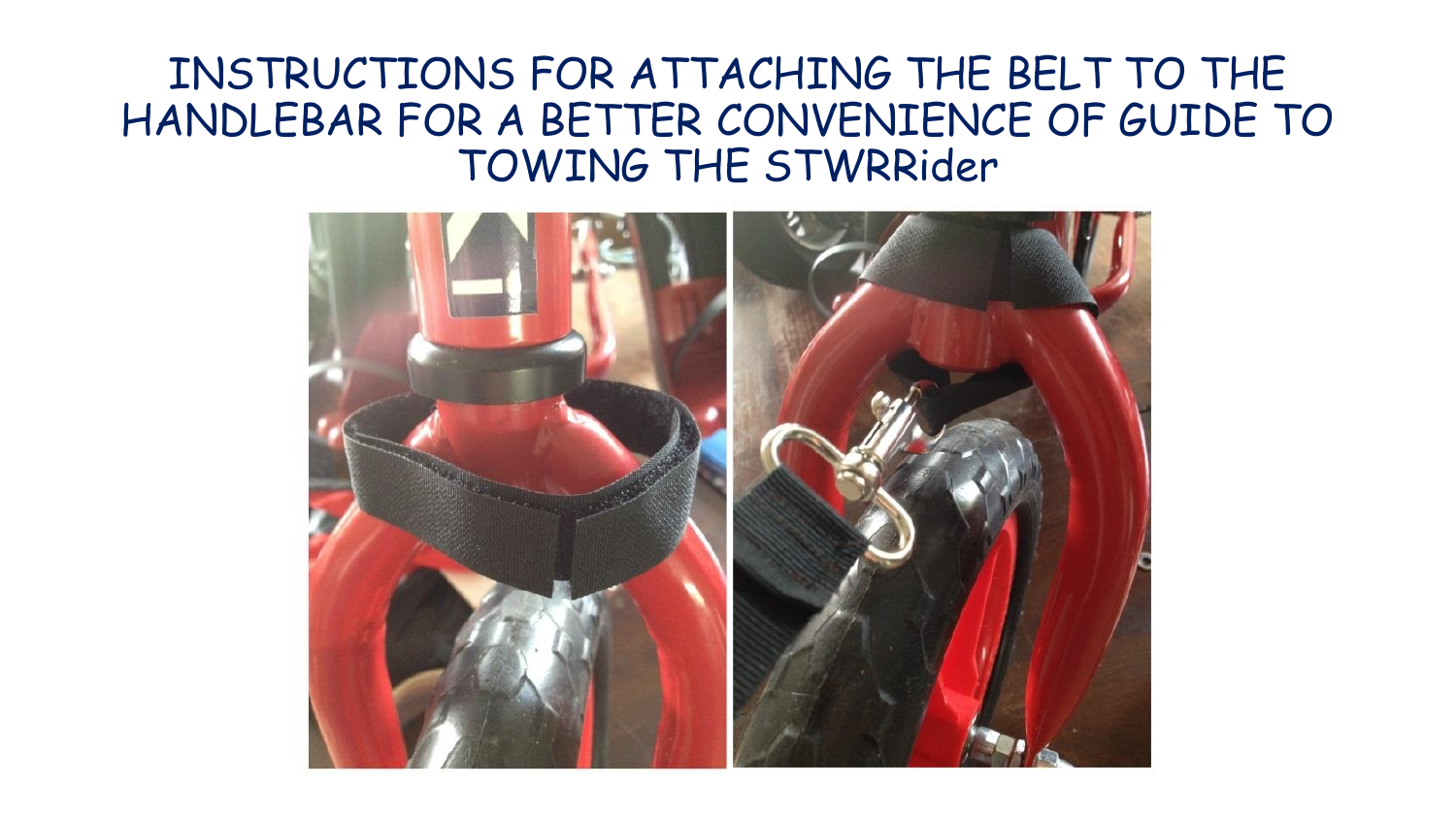# INSTRUCTIONS FOR ATTACHING THE BELT TO THE HANDLEBAR FOR A BETTER CONVENIENCE OF GUIDE TO TOWING THE STWRRider